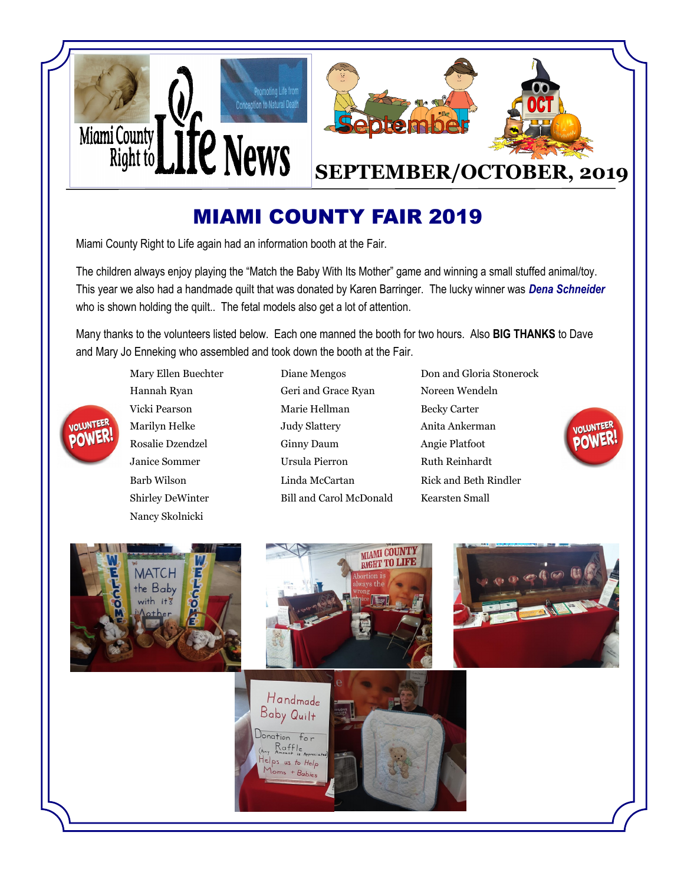Miami County Right to Life News

Promoting Life from Conception to Natural Death

# SEPTEMBER/OCTOBER, 2019

## MIAMI COUNTY FAIR 2019

Miami County Right to Life again had an information booth at the Fair.

The children always enjoy playing the "Match the Baby With Its Mother" game and winning a small stuffed animal/toy. This year we also had a handmade quilt that was donated by Karen Barringer. The lucky winner was ***Dena Schneider*** who is shown holding the quilt.. The fetal models also get a lot of attention.

Many thanks to the volunteers listed below. Each one manned the booth for two hours. Also **BIG THANKS** to Dave and Mary Jo Enneking who assembled and took down the booth at the Fair.

- Mary Ellen Buechter
- Hannah Ryan
- Vicki Pearson
- Marilyn Helke
- Rosalie Dzendzel
- Janice Sommer
- Barb Wilson
- Shirley DeWinter
- Nancy Skolnicki
- Diane Mengos
- Geri and Grace Ryan
- Marie Hellman
- Judy Slattery
- Ginny Daum
- Ursula Pierron
- Linda McCartan
- Bill and Carol McDonald
- Don and Gloria Stonerock
- Noreen Wendeln
- Becky Carter
- Anita Ankerman
- Angie Platfoot
- Ruth Reinhardt
- Rick and Beth Rindler
- Kearsten Small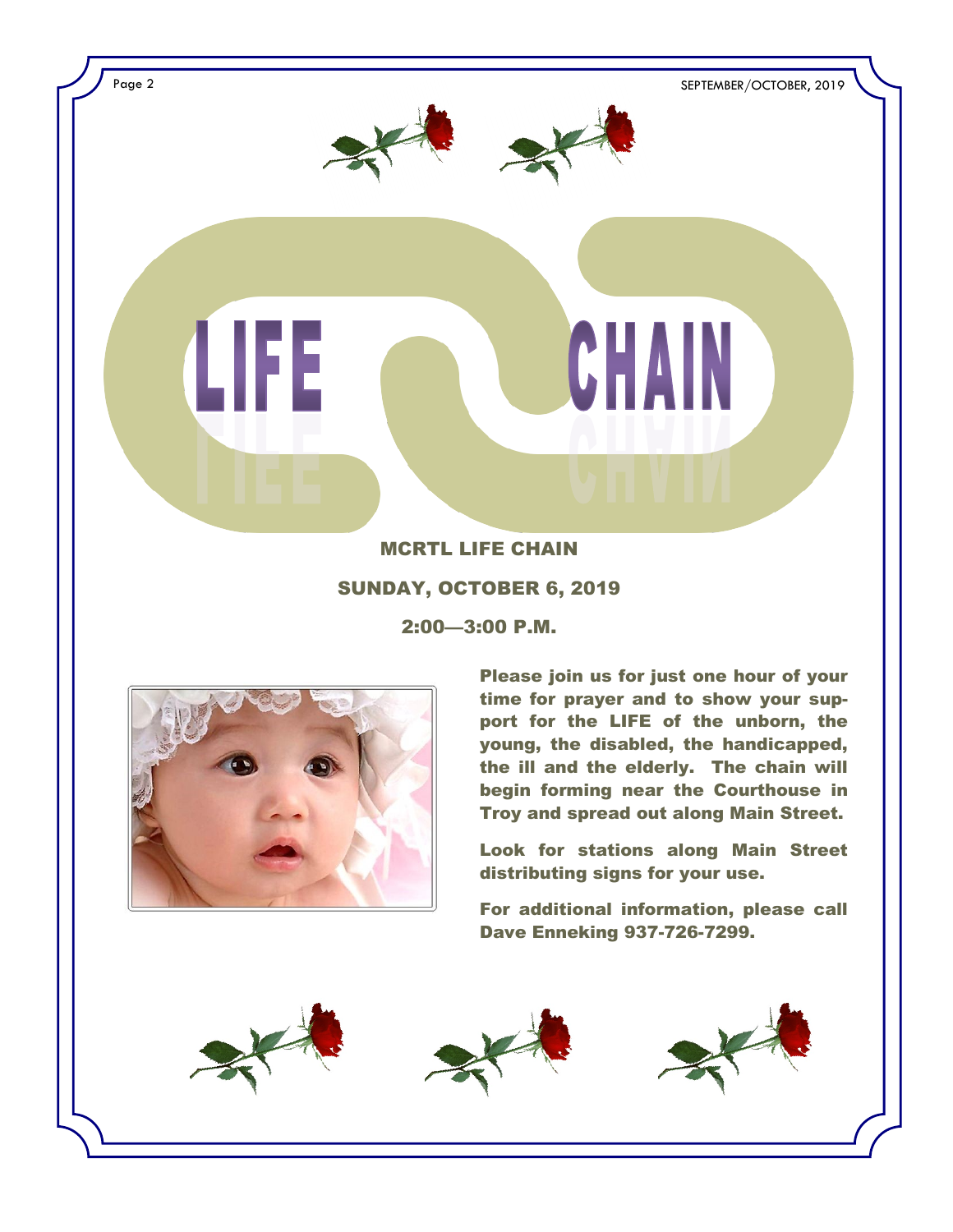# LIFE CHAIN

## MCRTL LIFE CHAIN

## SUNDAY, OCTOBER 6, 2019

## 2:00—3:00 P.M.

**Please join us for just one hour of your time for prayer and to show your support for the LIFE of the unborn, the young, the disabled, the handicapped, the ill and the elderly. The chain will begin forming near the Courthouse in Troy and spread out along Main Street.**

**Look for stations along Main Street distributing signs for your use.**

**For additional information, please call Dave Enneking 937-726-7299.**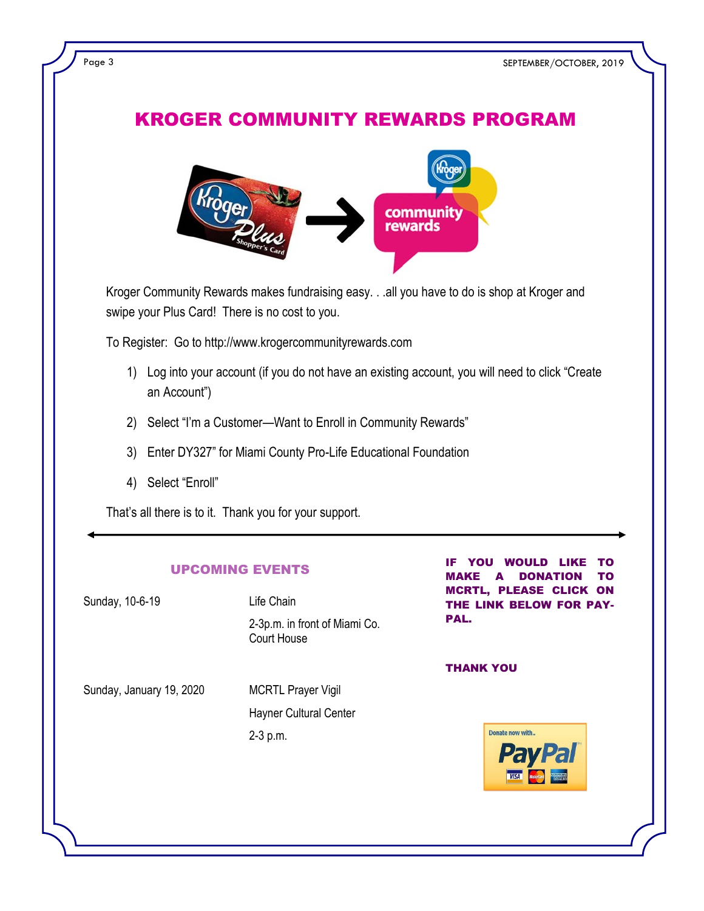# KROGER COMMUNITY REWARDS PROGRAM

Kroger Community Rewards makes fundraising easy. . .all you have to do is shop at Kroger and swipe your Plus Card! There is no cost to you.

To Register: Go to http://www.krogercommunityrewards.com

1) Log into your account (if you do not have an existing account, you will need to click "Create an Account")
2) Select "I'm a Customer—Want to Enroll in Community Rewards"
3) Enter DY327" for Miami County Pro-Life Educational Foundation
4) Select "Enroll"

That's all there is to it. Thank you for your support.

## UPCOMING EVENTS

| | |
|---|---|
| Sunday, 10-6-19 | Life Chain<br>2-3p.m. in front of Miami Co. Court House |
| Sunday, January 19, 2020 | MCRTL Prayer Vigil<br>Hayner Cultural Center<br>2-3 p.m. |

**IF YOU WOULD LIKE TO MAKE A DONATION TO MCRTL, PLEASE CLICK ON THE LINK BELOW FOR PAY-PAL.**

**THANK YOU**

Donate now with.. PayPal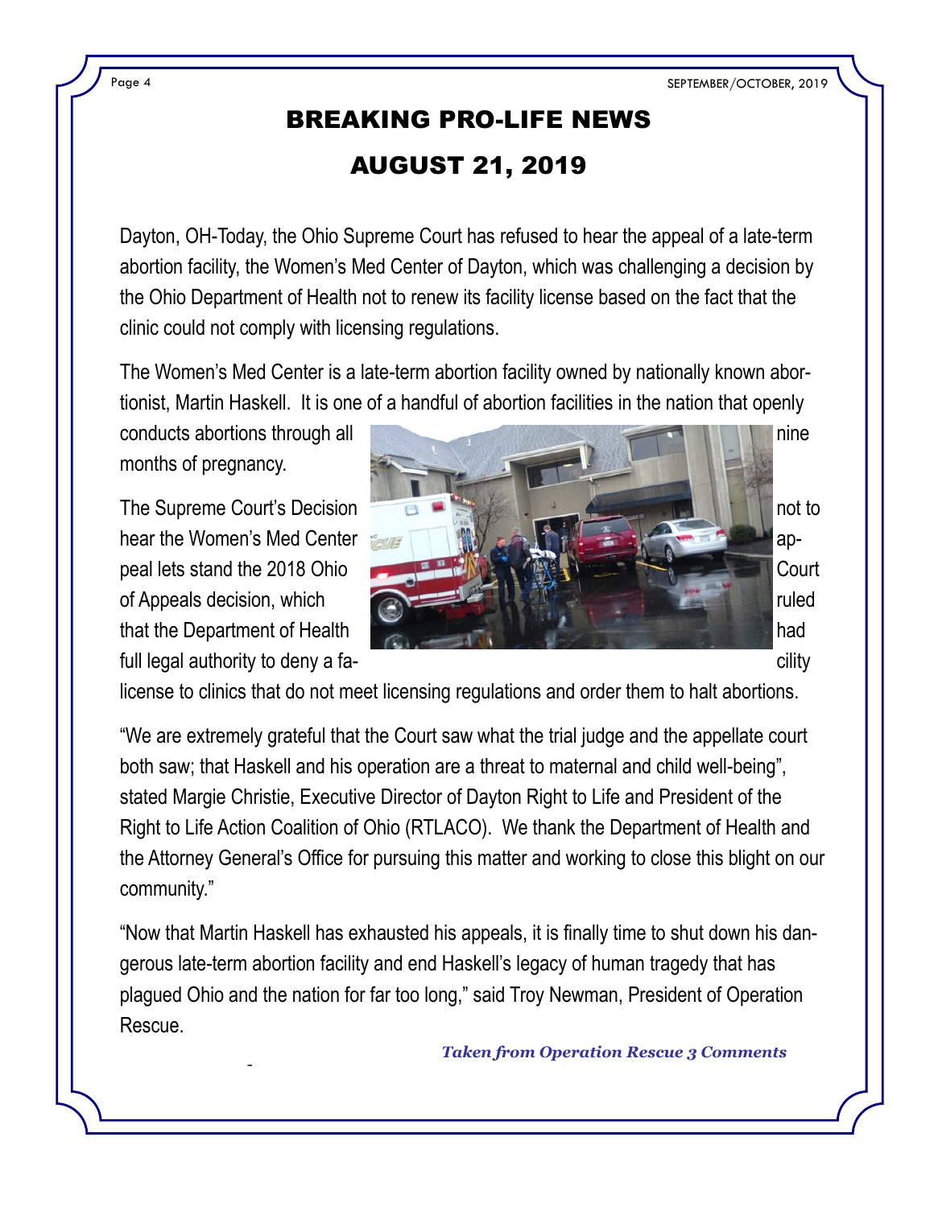# BREAKING PRO-LIFE NEWS

## AUGUST 21, 2019

Dayton, OH-Today, the Ohio Supreme Court has refused to hear the appeal of a late-term abortion facility, the Women's Med Center of Dayton, which was challenging a decision by the Ohio Department of Health not to renew its facility license based on the fact that the clinic could not comply with licensing regulations.

The Women's Med Center is a late-term abortion facility owned by nationally known abortionist, Martin Haskell. It is one of a handful of abortion facilities in the nation that openly conducts abortions through all nine months of pregnancy.

The Supreme Court's Decision not to hear the Women's Med Center appeal lets stand the 2018 Ohio Court of Appeals decision, which ruled that the Department of Health had full legal authority to deny a facility license to clinics that do not meet licensing regulations and order them to halt abortions.

"We are extremely grateful that the Court saw what the trial judge and the appellate court both saw; that Haskell and his operation are a threat to maternal and child well-being", stated Margie Christie, Executive Director of Dayton Right to Life and President of the Right to Life Action Coalition of Ohio (RTLACO). We thank the Department of Health and the Attorney General's Office for pursuing this matter and working to close this blight on our community."

"Now that Martin Haskell has exhausted his appeals, it is finally time to shut down his dangerous late-term abortion facility and end Haskell's legacy of human tragedy that has plagued Ohio and the nation for far too long," said Troy Newman, President of Operation Rescue.

***Taken from Operation Rescue 3 Comments***